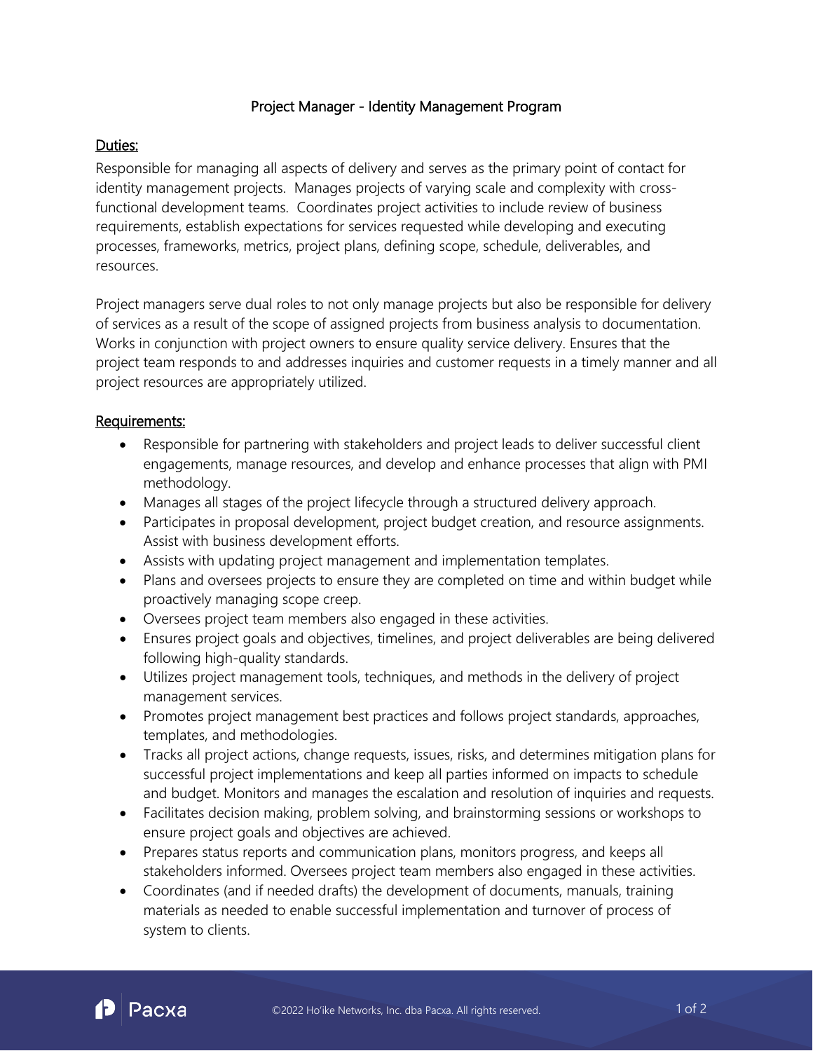# Project Manager - Identity Management Program

## Duties:

Responsible for managing all aspects of delivery and serves as the primary point of contact for identity management projects. Manages projects of varying scale and complexity with cross-functional development teams. Coordinates project activities to include review of business requirements, establish expectations for services requested while developing and executing processes, frameworks, metrics, project plans, defining scope, schedule, deliverables, and resources.

Project managers serve dual roles to not only manage projects but also be responsible for delivery of services as a result of the scope of assigned projects from business analysis to documentation. Works in conjunction with project owners to ensure quality service delivery. Ensures that the project team responds to and addresses inquiries and customer requests in a timely manner and all project resources are appropriately utilized.

## Requirements:

- Responsible for partnering with stakeholders and project leads to deliver successful client engagements, manage resources, and develop and enhance processes that align with PMI methodology.
- Manages all stages of the project lifecycle through a structured delivery approach.
- Participates in proposal development, project budget creation, and resource assignments. Assist with business development efforts.
- Assists with updating project management and implementation templates.
- Plans and oversees projects to ensure they are completed on time and within budget while proactively managing scope creep.
- Oversees project team members also engaged in these activities.
- Ensures project goals and objectives, timelines, and project deliverables are being delivered following high-quality standards.
- Utilizes project management tools, techniques, and methods in the delivery of project management services.
- Promotes project management best practices and follows project standards, approaches, templates, and methodologies.
- Tracks all project actions, change requests, issues, risks, and determines mitigation plans for successful project implementations and keep all parties informed on impacts to schedule and budget. Monitors and manages the escalation and resolution of inquiries and requests.
- Facilitates decision making, problem solving, and brainstorming sessions or workshops to ensure project goals and objectives are achieved.
- Prepares status reports and communication plans, monitors progress, and keeps all stakeholders informed. Oversees project team members also engaged in these activities.
- Coordinates (and if needed drafts) the development of documents, manuals, training materials as needed to enable successful implementation and turnover of process of system to clients.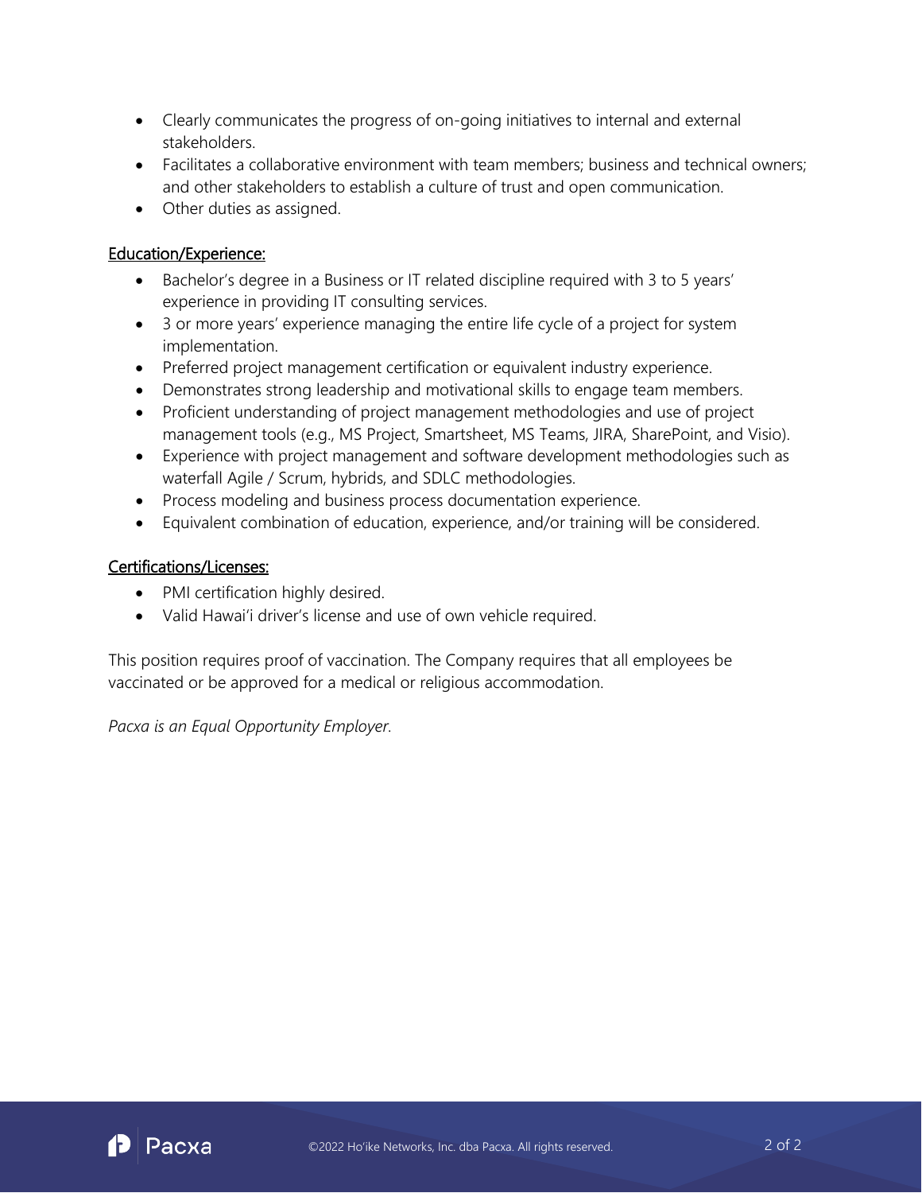- Clearly communicates the progress of on-going initiatives to internal and external stakeholders.
- Facilitates a collaborative environment with team members; business and technical owners; and other stakeholders to establish a culture of trust and open communication.
- Other duties as assigned.

## Education/Experience:

- Bachelor's degree in a Business or IT related discipline required with 3 to 5 years' experience in providing IT consulting services.
- 3 or more years' experience managing the entire life cycle of a project for system implementation.
- Preferred project management certification or equivalent industry experience.
- Demonstrates strong leadership and motivational skills to engage team members.
- Proficient understanding of project management methodologies and use of project management tools (e.g., MS Project, Smartsheet, MS Teams, JIRA, SharePoint, and Visio).
- Experience with project management and software development methodologies such as waterfall Agile / Scrum, hybrids, and SDLC methodologies.
- Process modeling and business process documentation experience.
- Equivalent combination of education, experience, and/or training will be considered.

## Certifications/Licenses:

- PMI certification highly desired.
- Valid Hawai'i driver's license and use of own vehicle required.

This position requires proof of vaccination. The Company requires that all employees be vaccinated or be approved for a medical or religious accommodation.

*Pacxa is an Equal Opportunity Employer.*